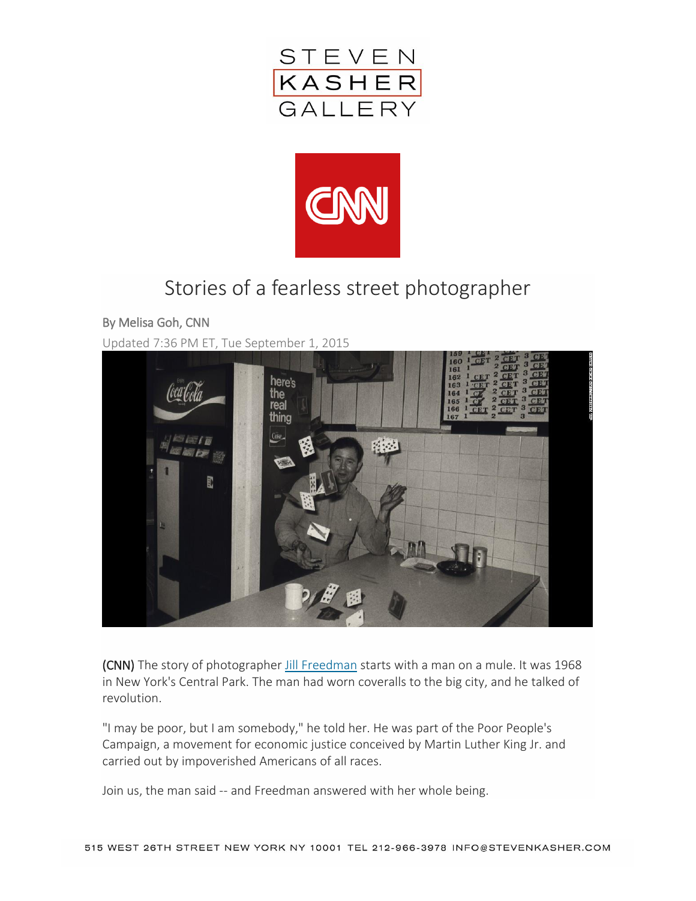# Stories of a fearless street photographer

By Melisa Goh, CNN

Updated 7:36 PM ET, Tue September 1, 2015

**(CNN)** The story of photographer Jill Freedman starts with a man on a mule. It was 1968 in New York's Central Park. The man had worn coveralls to the big city, and he talked of revolution.

"I may be poor, but I am somebody," he told her. He was part of the Poor People's Campaign, a movement for economic justice conceived by Martin Luther King Jr. and carried out by impoverished Americans of all races.

Join us, the man said -- and Freedman answered with her whole being.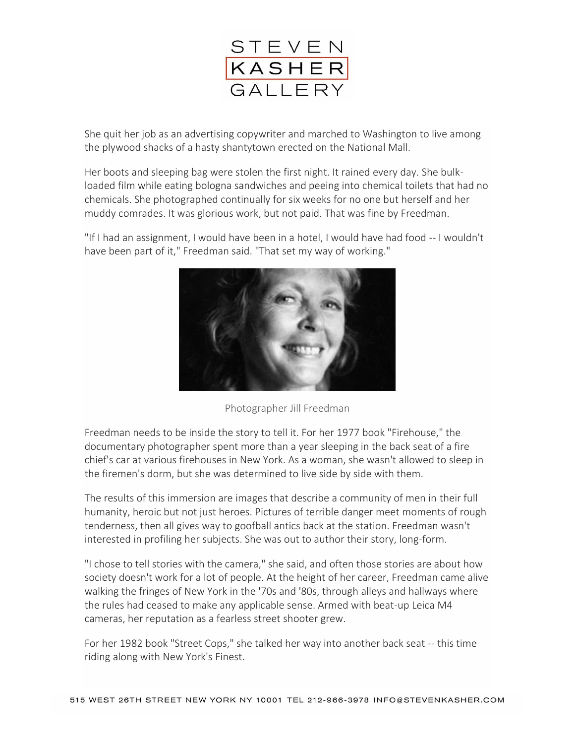She quit her job as an advertising copywriter and marched to Washington to live among the plywood shacks of a hasty shantytown erected on the National Mall.

Her boots and sleeping bag were stolen the first night. It rained every day. She bulk-loaded film while eating bologna sandwiches and peeing into chemical toilets that had no chemicals. She photographed continually for six weeks for no one but herself and her muddy comrades. It was glorious work, but not paid. That was fine by Freedman.

"If I had an assignment, I would have been in a hotel, I would have had food -- I wouldn't have been part of it," Freedman said. "That set my way of working."

Photographer Jill Freedman

Freedman needs to be inside the story to tell it. For her 1977 book "Firehouse," the documentary photographer spent more than a year sleeping in the back seat of a fire chief's car at various firehouses in New York. As a woman, she wasn't allowed to sleep in the firemen's dorm, but she was determined to live side by side with them.

The results of this immersion are images that describe a community of men in their full humanity, heroic but not just heroes. Pictures of terrible danger meet moments of rough tenderness, then all gives way to goofball antics back at the station. Freedman wasn't interested in profiling her subjects. She was out to author their story, long-form.

"I chose to tell stories with the camera," she said, and often those stories are about how society doesn't work for a lot of people. At the height of her career, Freedman came alive walking the fringes of New York in the '70s and '80s, through alleys and hallways where the rules had ceased to make any applicable sense. Armed with beat-up Leica M4 cameras, her reputation as a fearless street shooter grew.

For her 1982 book "Street Cops," she talked her way into another back seat -- this time riding along with New York's Finest.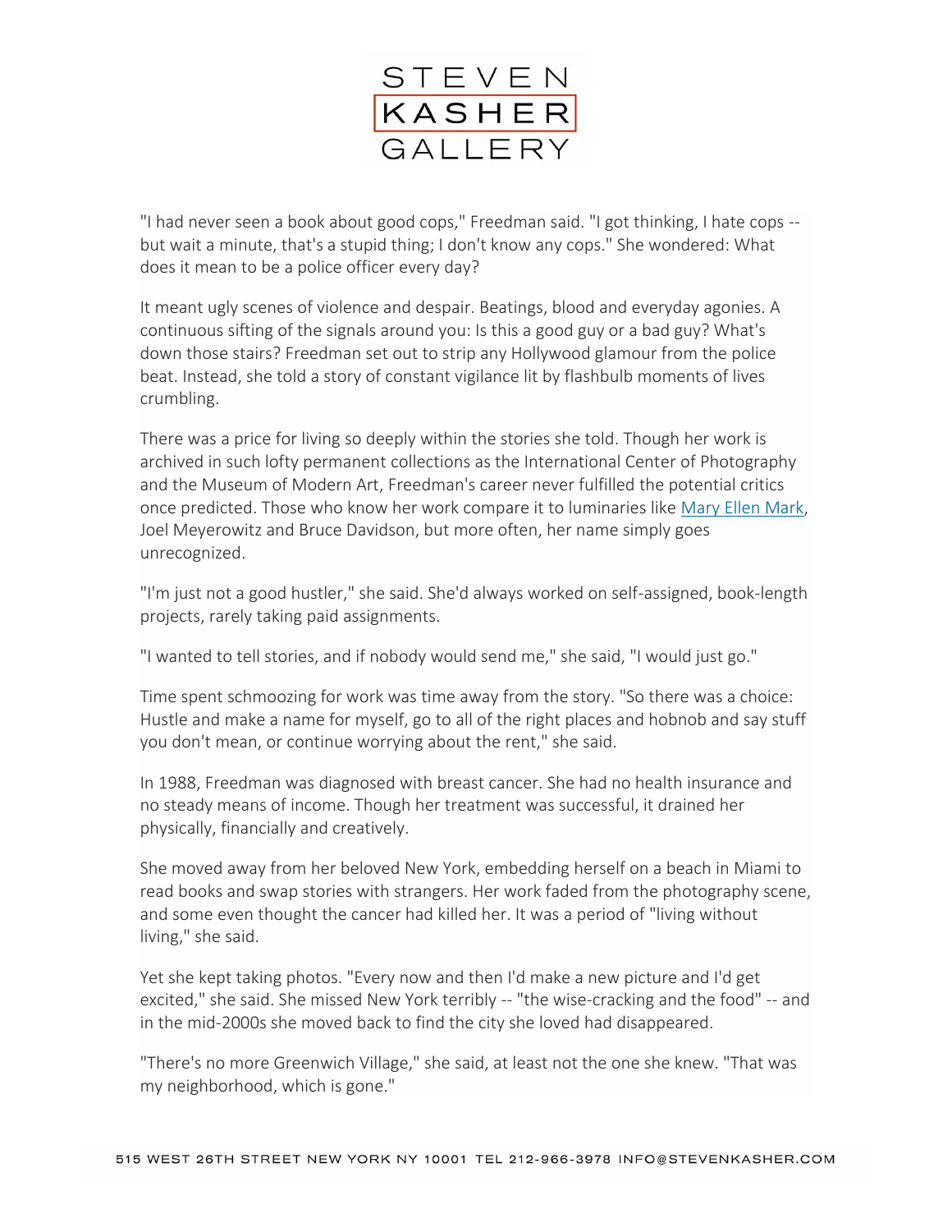"I had never seen a book about good cops," Freedman said. "I got thinking, I hate cops -- but wait a minute, that's a stupid thing; I don't know any cops." She wondered: What does it mean to be a police officer every day?

It meant ugly scenes of violence and despair. Beatings, blood and everyday agonies. A continuous sifting of the signals around you: Is this a good guy or a bad guy? What's down those stairs? Freedman set out to strip any Hollywood glamour from the police beat. Instead, she told a story of constant vigilance lit by flashbulb moments of lives crumbling.

There was a price for living so deeply within the stories she told. Though her work is archived in such lofty permanent collections as the International Center of Photography and the Museum of Modern Art, Freedman's career never fulfilled the potential critics once predicted. Those who know her work compare it to luminaries like Mary Ellen Mark, Joel Meyerowitz and Bruce Davidson, but more often, her name simply goes unrecognized.

"I'm just not a good hustler," she said. She'd always worked on self-assigned, book-length projects, rarely taking paid assignments.

"I wanted to tell stories, and if nobody would send me," she said, "I would just go."

Time spent schmoozing for work was time away from the story. "So there was a choice: Hustle and make a name for myself, go to all of the right places and hobnob and say stuff you don't mean, or continue worrying about the rent," she said.

In 1988, Freedman was diagnosed with breast cancer. She had no health insurance and no steady means of income. Though her treatment was successful, it drained her physically, financially and creatively.

She moved away from her beloved New York, embedding herself on a beach in Miami to read books and swap stories with strangers. Her work faded from the photography scene, and some even thought the cancer had killed her. It was a period of "living without living," she said.

Yet she kept taking photos. "Every now and then I'd make a new picture and I'd get excited," she said. She missed New York terribly -- "the wise-cracking and the food" -- and in the mid-2000s she moved back to find the city she loved had disappeared.

"There's no more Greenwich Village," she said, at least not the one she knew. "That was my neighborhood, which is gone."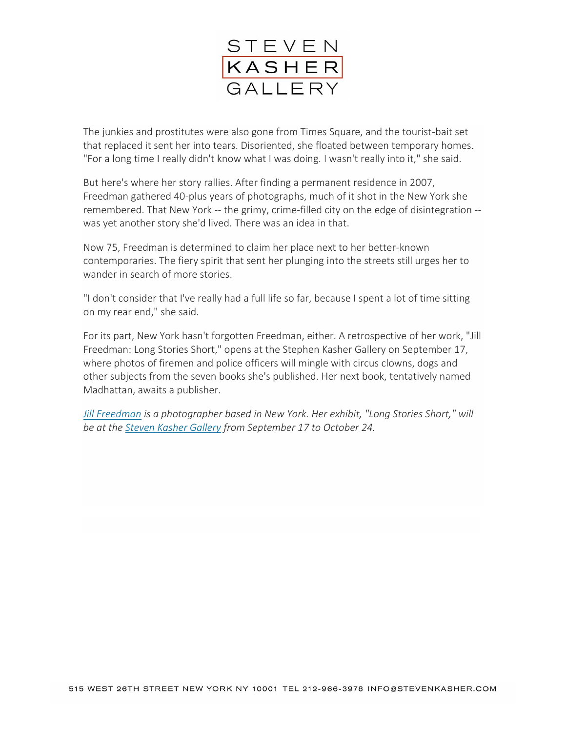The junkies and prostitutes were also gone from Times Square, and the tourist-bait set that replaced it sent her into tears. Disoriented, she floated between temporary homes. "For a long time I really didn't know what I was doing. I wasn't really into it," she said.

But here's where her story rallies. After finding a permanent residence in 2007, Freedman gathered 40-plus years of photographs, much of it shot in the New York she remembered. That New York -- the grimy, crime-filled city on the edge of disintegration -- was yet another story she'd lived. There was an idea in that.

Now 75, Freedman is determined to claim her place next to her better-known contemporaries. The fiery spirit that sent her plunging into the streets still urges her to wander in search of more stories.

"I don't consider that I've really had a full life so far, because I spent a lot of time sitting on my rear end," she said.

For its part, New York hasn't forgotten Freedman, either. A retrospective of her work, "Jill Freedman: Long Stories Short," opens at the Stephen Kasher Gallery on September 17, where photos of firemen and police officers will mingle with circus clowns, dogs and other subjects from the seven books she's published. Her next book, tentatively named Madhattan, awaits a publisher.

*Jill Freedman is a photographer based in New York. Her exhibit, "Long Stories Short," will be at the Steven Kasher Gallery from September 17 to October 24.*